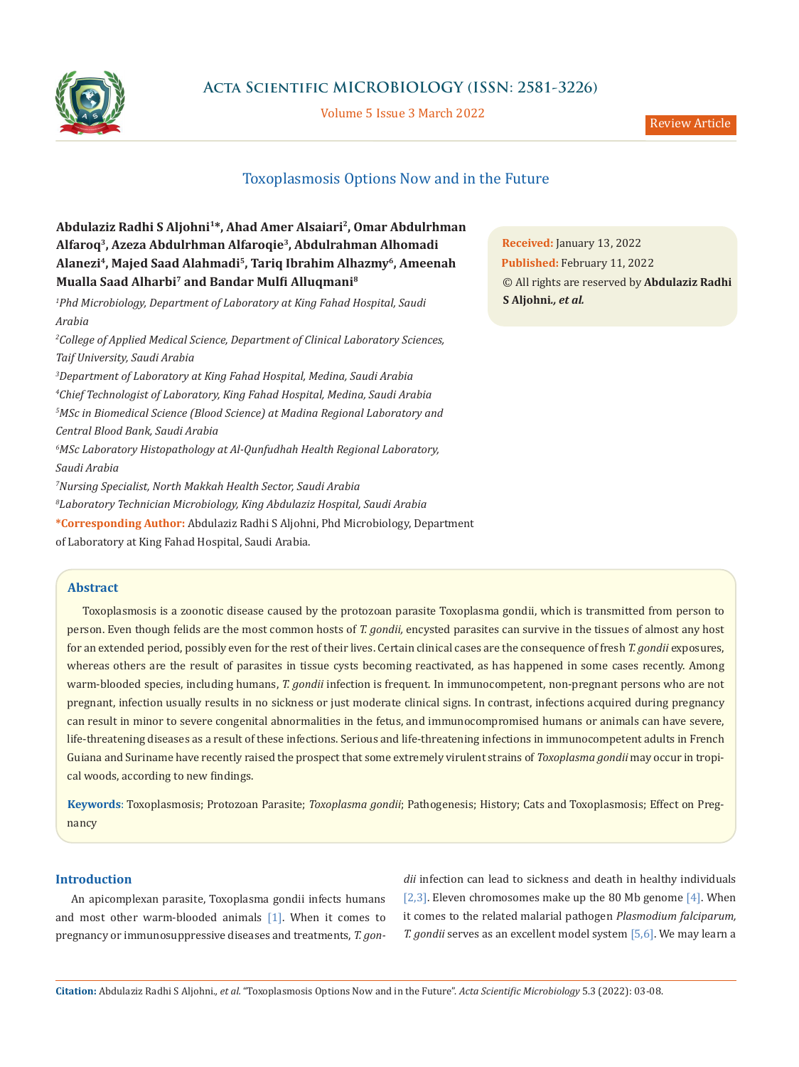# Toxoplasmosis Options Now and in the Future

**Abdulaziz Radhi S Aljohni[1]*, Ahad Amer Alsaiari[2], Omar Abdulrhman Alfaroq[3], Azeza Abdulrhman Alfaroqie[3], Abdulrahman Alhomadi Alanezi[4], Majed Saad Alahmadi[5], Tariq Ibrahim Alhazmy[6], Ameenah Mualla Saad Alharbi[7] and Bandar Mulfi Alluqmani[8]**

[1]*Phd Microbiology, Department of Laboratory at King Fahad Hospital, Saudi Arabia*

[2]*College of Applied Medical Science, Department of Clinical Laboratory Sciences, Taif University, Saudi Arabia*

[3]*Department of Laboratory at King Fahad Hospital, Medina, Saudi Arabia*

[4]*Chief Technologist of Laboratory, King Fahad Hospital, Medina, Saudi Arabia*

[5]*MSc in Biomedical Science (Blood Science) at Madina Regional Laboratory and Central Blood Bank, Saudi Arabia*

[6]*MSc Laboratory Histopathology at Al-Qunfudhah Health Regional Laboratory, Saudi Arabia*

[7]*Nursing Specialist, North Makkah Health Sector, Saudi Arabia*

[8]*Laboratory Technician Microbiology, King Abdulaziz Hospital, Saudi Arabia*

***Corresponding Author:** Abdulaziz Radhi S Aljohni, Phd Microbiology, Department of Laboratory at King Fahad Hospital, Saudi Arabia.

**Received:** January 13, 2022
**Published:** February 11, 2022
© All rights are reserved by **Abdulaziz Radhi S Aljohni., *et al.***

## Abstract

Toxoplasmosis is a zoonotic disease caused by the protozoan parasite Toxoplasma gondii, which is transmitted from person to person. Even though felids are the most common hosts of *T. gondii,* encysted parasites can survive in the tissues of almost any host for an extended period, possibly even for the rest of their lives. Certain clinical cases are the consequence of fresh *T. gondii* exposures, whereas others are the result of parasites in tissue cysts becoming reactivated, as has happened in some cases recently. Among warm-blooded species, including humans, *T. gondii* infection is frequent. In immunocompetent, non-pregnant persons who are not pregnant, infection usually results in no sickness or just moderate clinical signs. In contrast, infections acquired during pregnancy can result in minor to severe congenital abnormalities in the fetus, and immunocompromised humans or animals can have severe, life-threatening diseases as a result of these infections. Serious and life-threatening infections in immunocompetent adults in French Guiana and Suriname have recently raised the prospect that some extremely virulent strains of *Toxoplasma gondii* may occur in tropical woods, according to new findings.

**Keywords**: Toxoplasmosis; Protozoan Parasite; *Toxoplasma gondii*; Pathogenesis; History; Cats and Toxoplasmosis; Effect on Pregnancy

## Introduction

An apicomplexan parasite, Toxoplasma gondii infects humans and most other warm-blooded animals [1]. When it comes to pregnancy or immunosuppressive diseases and treatments, *T. gondii* infection can lead to sickness and death in healthy individuals [2,3]. Eleven chromosomes make up the 80 Mb genome [4]. When it comes to the related malarial pathogen *Plasmodium falciparum, T. gondii* serves as an excellent model system [5,6]. We may learn a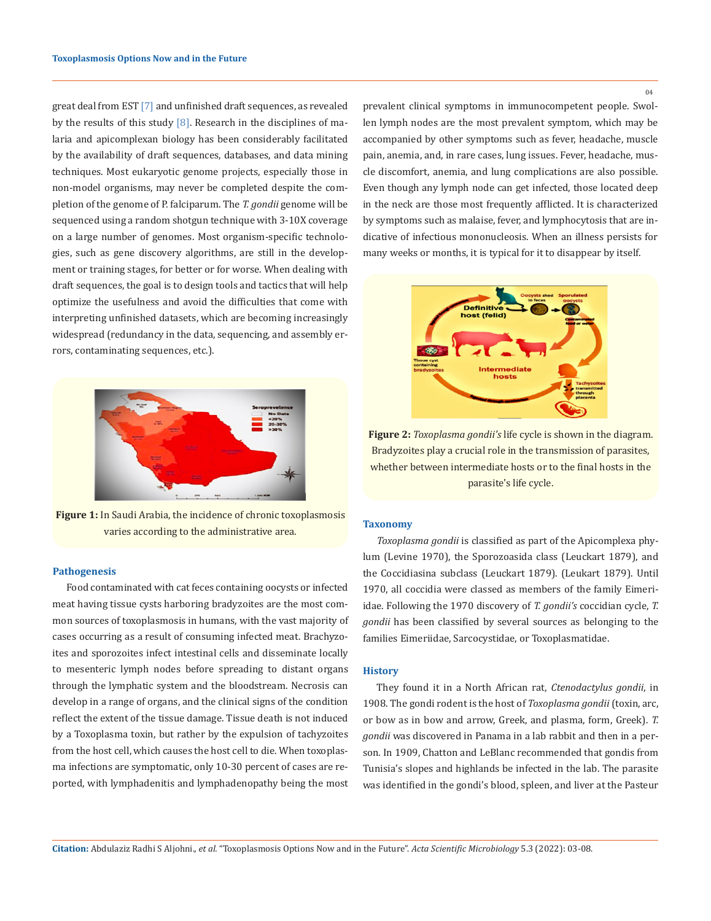great deal from EST [7] and unfinished draft sequences, as revealed by the results of this study [8]. Research in the disciplines of malaria and apicomplexan biology has been considerably facilitated by the availability of draft sequences, databases, and data mining techniques. Most eukaryotic genome projects, especially those in non-model organisms, may never be completed despite the completion of the genome of P. falciparum. The *T. gondii* genome will be sequenced using a random shotgun technique with 3-10X coverage on a large number of genomes. Most organism-specific technologies, such as gene discovery algorithms, are still in the development or training stages, for better or for worse. When dealing with draft sequences, the goal is to design tools and tactics that will help optimize the usefulness and avoid the difficulties that come with interpreting unfinished datasets, which are becoming increasingly widespread (redundancy in the data, sequencing, and assembly errors, contaminating sequences, etc.).

**Figure 1:** In Saudi Arabia, the incidence of chronic toxoplasmosis varies according to the administrative area.

## Pathogenesis

Food contaminated with cat feces containing oocysts or infected meat having tissue cysts harboring bradyzoites are the most common sources of toxoplasmosis in humans, with the vast majority of cases occurring as a result of consuming infected meat. Brachyzoites and sporozoites infect intestinal cells and disseminate locally to mesenteric lymph nodes before spreading to distant organs through the lymphatic system and the bloodstream. Necrosis can develop in a range of organs, and the clinical signs of the condition reflect the extent of the tissue damage. Tissue death is not induced by a Toxoplasma toxin, but rather by the expulsion of tachyzoites from the host cell, which causes the host cell to die. When toxoplasma infections are symptomatic, only 10-30 percent of cases are reported, with lymphadenitis and lymphadenopathy being the most prevalent clinical symptoms in immunocompetent people. Swollen lymph nodes are the most prevalent symptom, which may be accompanied by other symptoms such as fever, headache, muscle pain, anemia, and, in rare cases, lung issues. Fever, headache, muscle discomfort, anemia, and lung complications are also possible. Even though any lymph node can get infected, those located deep in the neck are those most frequently afflicted. It is characterized by symptoms such as malaise, fever, and lymphocytosis that are indicative of infectious mononucleosis. When an illness persists for many weeks or months, it is typical for it to disappear by itself.

**Figure 2:** *Toxoplasma gondii's* life cycle is shown in the diagram. Bradyzoites play a crucial role in the transmission of parasites, whether between intermediate hosts or to the final hosts in the parasite's life cycle.

## Taxonomy

*Toxoplasma gondii* is classified as part of the Apicomplexa phylum (Levine 1970), the Sporozoasida class (Leuckart 1879), and the Coccidiasina subclass (Leuckart 1879). (Leukart 1879). Until 1970, all coccidia were classed as members of the family Eimeriidae. Following the 1970 discovery of *T. gondii's* coccidian cycle, *T. gondii* has been classified by several sources as belonging to the families Eimeriidae, Sarcocystidae, or Toxoplasmatidae.

## History

They found it in a North African rat, *Ctenodactylus gondii*, in 1908. The gondi rodent is the host of *Toxoplasma gondii* (toxin, arc, or bow as in bow and arrow, Greek, and plasma, form, Greek). *T. gondii* was discovered in Panama in a lab rabbit and then in a person. In 1909, Chatton and LeBlanc recommended that gondis from Tunisia's slopes and highlands be infected in the lab. The parasite was identified in the gondi's blood, spleen, and liver at the Pasteur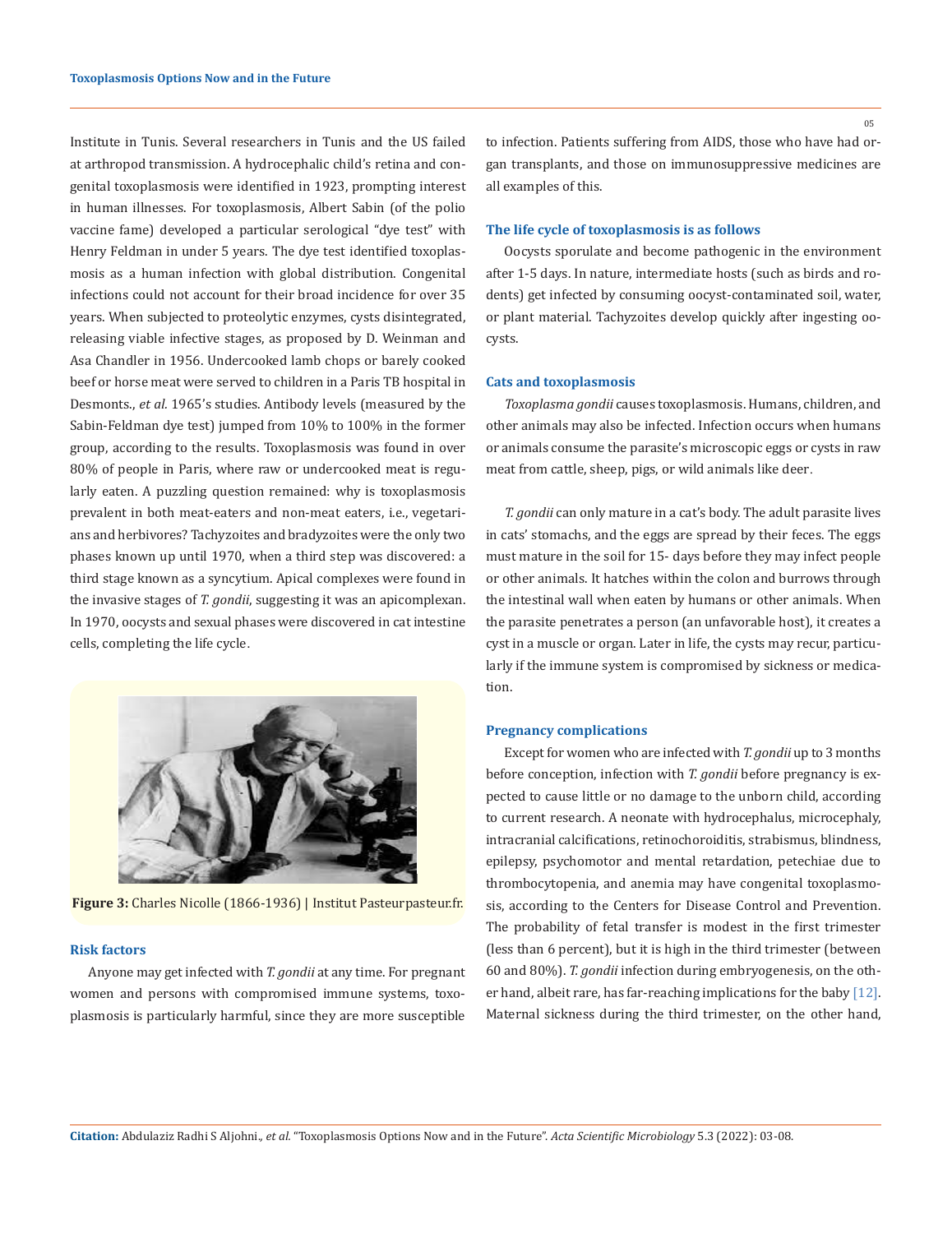Institute in Tunis. Several researchers in Tunis and the US failed at arthropod transmission. A hydrocephalic child's retina and congenital toxoplasmosis were identified in 1923, prompting interest in human illnesses. For toxoplasmosis, Albert Sabin (of the polio vaccine fame) developed a particular serological "dye test" with Henry Feldman in under 5 years. The dye test identified toxoplasmosis as a human infection with global distribution. Congenital infections could not account for their broad incidence for over 35 years. When subjected to proteolytic enzymes, cysts disintegrated, releasing viable infective stages, as proposed by D. Weinman and Asa Chandler in 1956. Undercooked lamb chops or barely cooked beef or horse meat were served to children in a Paris TB hospital in Desmonts., *et al.* 1965's studies. Antibody levels (measured by the Sabin-Feldman dye test) jumped from 10% to 100% in the former group, according to the results. Toxoplasmosis was found in over 80% of people in Paris, where raw or undercooked meat is regularly eaten. A puzzling question remained: why is toxoplasmosis prevalent in both meat-eaters and non-meat eaters, i.e., vegetarians and herbivores? Tachyzoites and bradyzoites were the only two phases known up until 1970, when a third step was discovered: a third stage known as a syncytium. Apical complexes were found in the invasive stages of *T. gondii*, suggesting it was an apicomplexan. In 1970, oocysts and sexual phases were discovered in cat intestine cells, completing the life cycle.

**Figure 3:** Charles Nicolle (1866-1936) | Institut Pasteurpasteur.fr.

### Risk factors

Anyone may get infected with *T. gondii* at any time. For pregnant women and persons with compromised immune systems, toxoplasmosis is particularly harmful, since they are more susceptible to infection. Patients suffering from AIDS, those who have had organ transplants, and those on immunosuppressive medicines are all examples of this.

### The life cycle of toxoplasmosis is as follows

Oocysts sporulate and become pathogenic in the environment after 1-5 days. In nature, intermediate hosts (such as birds and rodents) get infected by consuming oocyst-contaminated soil, water, or plant material. Tachyzoites develop quickly after ingesting oocysts.

### Cats and toxoplasmosis

*Toxoplasma gondii* causes toxoplasmosis. Humans, children, and other animals may also be infected. Infection occurs when humans or animals consume the parasite's microscopic eggs or cysts in raw meat from cattle, sheep, pigs, or wild animals like deer.

*T. gondii* can only mature in a cat's body. The adult parasite lives in cats' stomachs, and the eggs are spread by their feces. The eggs must mature in the soil for 15- days before they may infect people or other animals. It hatches within the colon and burrows through the intestinal wall when eaten by humans or other animals. When the parasite penetrates a person (an unfavorable host), it creates a cyst in a muscle or organ. Later in life, the cysts may recur, particularly if the immune system is compromised by sickness or medication.

### Pregnancy complications

Except for women who are infected with *T. gondii* up to 3 months before conception, infection with *T. gondii* before pregnancy is expected to cause little or no damage to the unborn child, according to current research. A neonate with hydrocephalus, microcephaly, intracranial calcifications, retinochoroiditis, strabismus, blindness, epilepsy, psychomotor and mental retardation, petechiae due to thrombocytopenia, and anemia may have congenital toxoplasmosis, according to the Centers for Disease Control and Prevention. The probability of fetal transfer is modest in the first trimester (less than 6 percent), but it is high in the third trimester (between 60 and 80%). *T. gondii* infection during embryogenesis, on the other hand, albeit rare, has far-reaching implications for the baby [12]. Maternal sickness during the third trimester, on the other hand,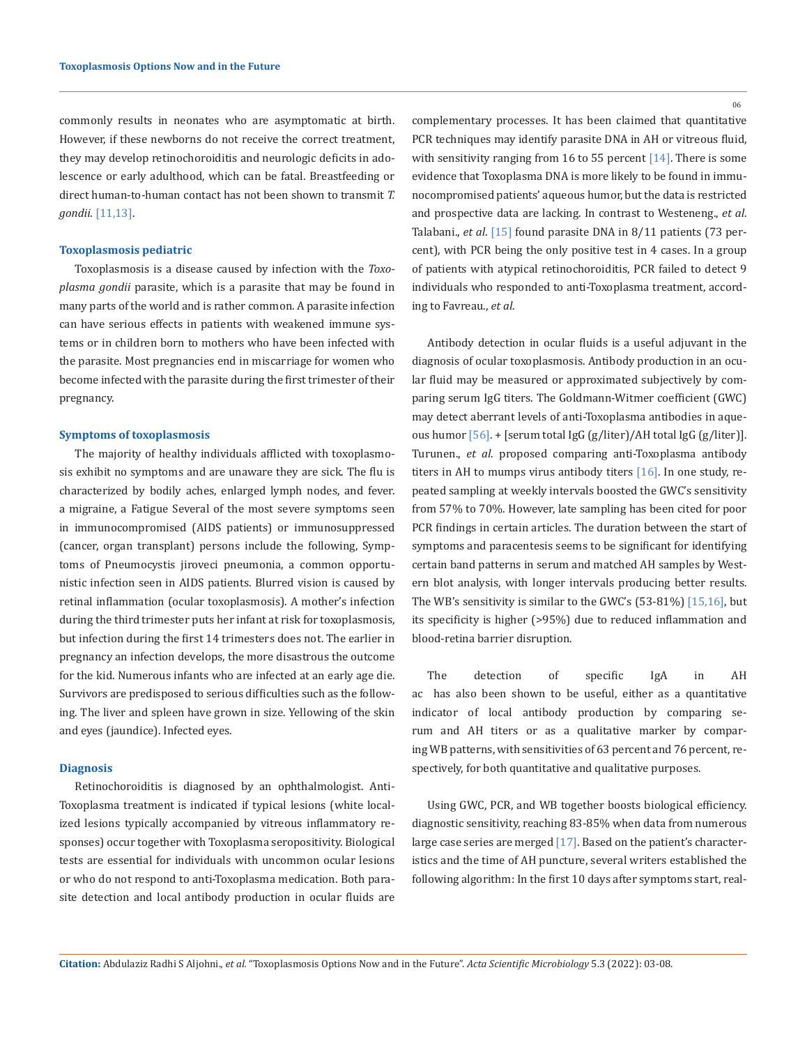commonly results in neonates who are asymptomatic at birth. However, if these newborns do not receive the correct treatment, they may develop retinochoroiditis and neurologic deficits in adolescence or early adulthood, which can be fatal. Breastfeeding or direct human-to-human contact has not been shown to transmit *T. gondii*. [11,13].

### Toxoplasmosis pediatric

Toxoplasmosis is a disease caused by infection with the *Toxoplasma gondii* parasite, which is a parasite that may be found in many parts of the world and is rather common. A parasite infection can have serious effects in patients with weakened immune systems or in children born to mothers who have been infected with the parasite. Most pregnancies end in miscarriage for women who become infected with the parasite during the first trimester of their pregnancy.

### Symptoms of toxoplasmosis

The majority of healthy individuals afflicted with toxoplasmosis exhibit no symptoms and are unaware they are sick. The flu is characterized by bodily aches, enlarged lymph nodes, and fever. a migraine, a Fatigue Several of the most severe symptoms seen in immunocompromised (AIDS patients) or immunosuppressed (cancer, organ transplant) persons include the following, Symptoms of Pneumocystis jiroveci pneumonia, a common opportunistic infection seen in AIDS patients. Blurred vision is caused by retinal inflammation (ocular toxoplasmosis). A mother's infection during the third trimester puts her infant at risk for toxoplasmosis, but infection during the first 14 trimesters does not. The earlier in pregnancy an infection develops, the more disastrous the outcome for the kid. Numerous infants who are infected at an early age die. Survivors are predisposed to serious difficulties such as the following. The liver and spleen have grown in size. Yellowing of the skin and eyes (jaundice). Infected eyes.

### Diagnosis

Retinochoroiditis is diagnosed by an ophthalmologist. Anti-Toxoplasma treatment is indicated if typical lesions (white localized lesions typically accompanied by vitreous inflammatory responses) occur together with Toxoplasma seropositivity. Biological tests are essential for individuals with uncommon ocular lesions or who do not respond to anti-Toxoplasma medication. Both parasite detection and local antibody production in ocular fluids are complementary processes. It has been claimed that quantitative PCR techniques may identify parasite DNA in AH or vitreous fluid, with sensitivity ranging from 16 to 55 percent [14]. There is some evidence that Toxoplasma DNA is more likely to be found in immunocompromised patients' aqueous humor, but the data is restricted and prospective data are lacking. In contrast to Westeneng., *et al*. Talabani., *et al*. [15] found parasite DNA in 8/11 patients (73 percent), with PCR being the only positive test in 4 cases. In a group of patients with atypical retinochoroiditis, PCR failed to detect 9 individuals who responded to anti-Toxoplasma treatment, according to Favreau., *et al*.

Antibody detection in ocular fluids is a useful adjuvant in the diagnosis of ocular toxoplasmosis. Antibody production in an ocular fluid may be measured or approximated subjectively by comparing serum IgG titers. The Goldmann-Witmer coefficient (GWC) may detect aberrant levels of anti-Toxoplasma antibodies in aqueous humor [56]. + [serum total IgG (g/liter)/AH total IgG (g/liter)]. Turunen., *et al*. proposed comparing anti-Toxoplasma antibody titers in AH to mumps virus antibody titers [16]. In one study, repeated sampling at weekly intervals boosted the GWC's sensitivity from 57% to 70%. However, late sampling has been cited for poor PCR findings in certain articles. The duration between the start of symptoms and paracentesis seems to be significant for identifying certain band patterns in serum and matched AH samples by Western blot analysis, with longer intervals producing better results. The WB's sensitivity is similar to the GWC's (53-81%) [15,16], but its specificity is higher (>95%) due to reduced inflammation and blood-retina barrier disruption.

The detection of specific IgA in AH ac has also been shown to be useful, either as a quantitative indicator of local antibody production by comparing serum and AH titers or as a qualitative marker by comparing WB patterns, with sensitivities of 63 percent and 76 percent, respectively, for both quantitative and qualitative purposes.

Using GWC, PCR, and WB together boosts biological efficiency. diagnostic sensitivity, reaching 83-85% when data from numerous large case series are merged [17]. Based on the patient's characteristics and the time of AH puncture, several writers established the following algorithm: In the first 10 days after symptoms start, real-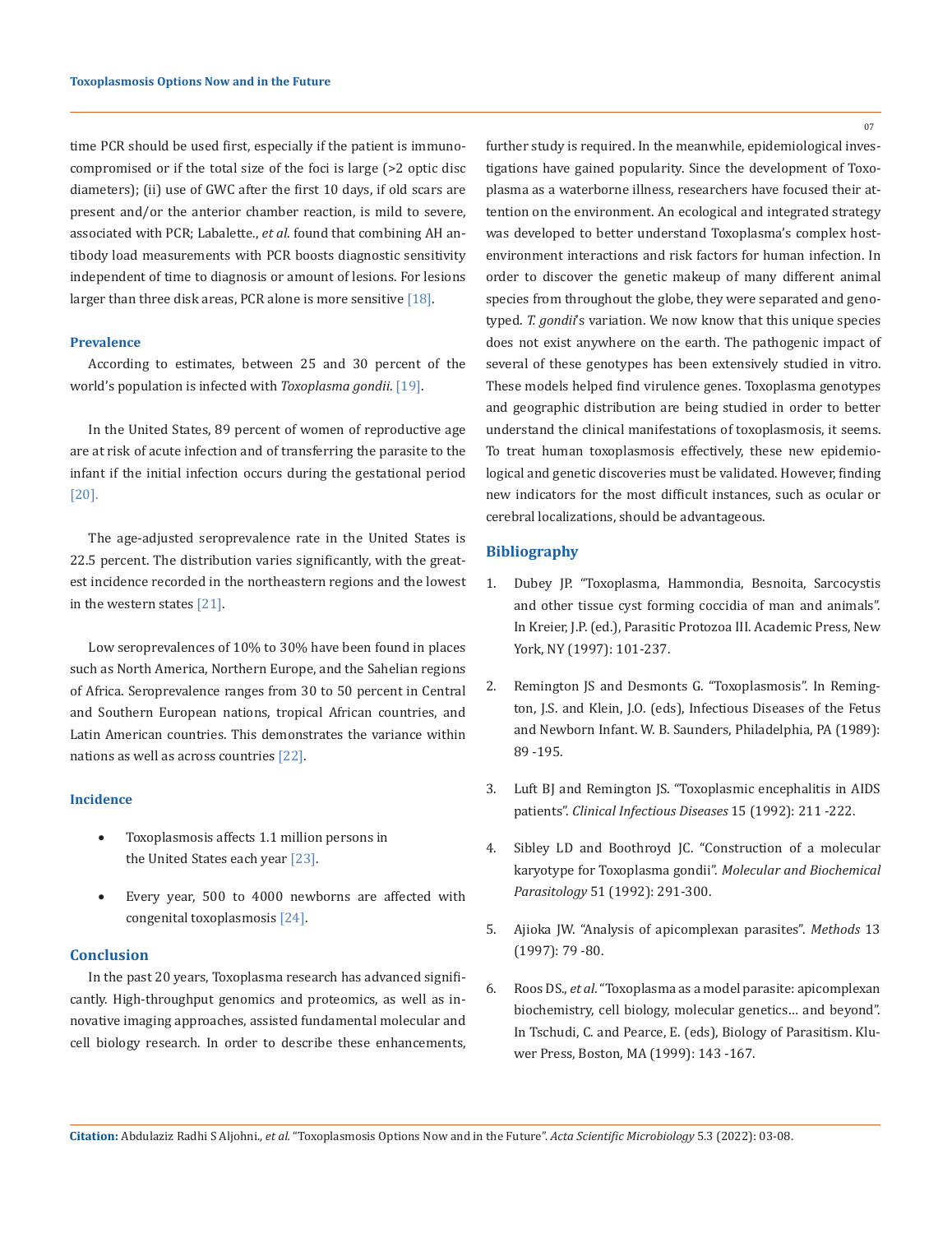time PCR should be used first, especially if the patient is immunocompromised or if the total size of the foci is large (>2 optic disc diameters); (ii) use of GWC after the first 10 days, if old scars are present and/or the anterior chamber reaction, is mild to severe, associated with PCR; Labalette., *et al*. found that combining AH antibody load measurements with PCR boosts diagnostic sensitivity independent of time to diagnosis or amount of lesions. For lesions larger than three disk areas, PCR alone is more sensitive [18].

### Prevalence

According to estimates, between 25 and 30 percent of the world's population is infected with *Toxoplasma gondii*. [19].

In the United States, 89 percent of women of reproductive age are at risk of acute infection and of transferring the parasite to the infant if the initial infection occurs during the gestational period [20].

The age-adjusted seroprevalence rate in the United States is 22.5 percent. The distribution varies significantly, with the greatest incidence recorded in the northeastern regions and the lowest in the western states [21].

Low seroprevalences of 10% to 30% have been found in places such as North America, Northern Europe, and the Sahelian regions of Africa. Seroprevalence ranges from 30 to 50 percent in Central and Southern European nations, tropical African countries, and Latin American countries. This demonstrates the variance within nations as well as across countries [22].

### Incidence

- Toxoplasmosis affects 1.1 million persons in the United States each year [23].
- Every year, 500 to 4000 newborns are affected with congenital toxoplasmosis [24].

## Conclusion

In the past 20 years, Toxoplasma research has advanced significantly. High-throughput genomics and proteomics, as well as innovative imaging approaches, assisted fundamental molecular and cell biology research. In order to describe these enhancements, further study is required. In the meanwhile, epidemiological investigations have gained popularity. Since the development of Toxoplasma as a waterborne illness, researchers have focused their attention on the environment. An ecological and integrated strategy was developed to better understand Toxoplasma's complex host-environment interactions and risk factors for human infection. In order to discover the genetic makeup of many different animal species from throughout the globe, they were separated and genotyped. *T. gondii*'s variation. We now know that this unique species does not exist anywhere on the earth. The pathogenic impact of several of these genotypes has been extensively studied in vitro. These models helped find virulence genes. Toxoplasma genotypes and geographic distribution are being studied in order to better understand the clinical manifestations of toxoplasmosis, it seems. To treat human toxoplasmosis effectively, these new epidemiological and genetic discoveries must be validated. However, finding new indicators for the most difficult instances, such as ocular or cerebral localizations, should be advantageous.

## Bibliography

1. Dubey JP. "Toxoplasma, Hammondia, Besnoita, Sarcocystis and other tissue cyst forming coccidia of man and animals". In Kreier, J.P. (ed.), Parasitic Protozoa III. Academic Press, New York, NY (1997): 101-237.
2. Remington JS and Desmonts G. "Toxoplasmosis". In Remington, J.S. and Klein, J.O. (eds), Infectious Diseases of the Fetus and Newborn Infant. W. B. Saunders, Philadelphia, PA (1989): 89 -195.
3. Luft BJ and Remington JS. "Toxoplasmic encephalitis in AIDS patients". *Clinical Infectious Diseases* 15 (1992): 211 -222.
4. Sibley LD and Boothroyd JC. "Construction of a molecular karyotype for Toxoplasma gondii". *Molecular and Biochemical Parasitology* 51 (1992): 291-300.
5. Ajioka JW. "Analysis of apicomplexan parasites". *Methods* 13 (1997): 79 -80.
6. Roos DS., *et al*. "Toxoplasma as a model parasite: apicomplexan biochemistry, cell biology, molecular genetics… and beyond". In Tschudi, C. and Pearce, E. (eds), Biology of Parasitism. Kluwer Press, Boston, MA (1999): 143 -167.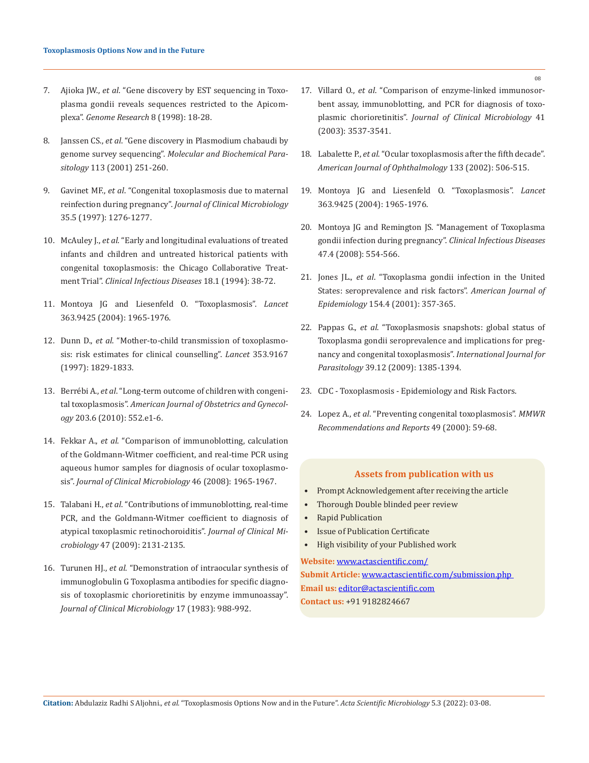7. Ajioka JW., *et al*. "Gene discovery by EST sequencing in Toxoplasma gondii reveals sequences restricted to the Apicomplexa". *Genome Research* 8 (1998): 18-28.

8. Janssen CS., *et al*. "Gene discovery in Plasmodium chabaudi by genome survey sequencing". *Molecular and Biochemical Parasitology* 113 (2001) 251-260.

9. Gavinet MF., *et al*. "Congenital toxoplasmosis due to maternal reinfection during pregnancy". *Journal of Clinical Microbiology* 35.5 (1997): 1276-1277.

10. McAuley J., *et al*. "Early and longitudinal evaluations of treated infants and children and untreated historical patients with congenital toxoplasmosis: the Chicago Collaborative Treatment Trial". *Clinical Infectious Diseases* 18.1 (1994): 38-72.

11. Montoya JG and Liesenfeld O. "Toxoplasmosis". *Lancet* 363.9425 (2004): 1965-1976.

12. Dunn D., *et al*. "Mother-to-child transmission of toxoplasmosis: risk estimates for clinical counselling". *Lancet* 353.9167 (1997): 1829-1833.

13. Berrébi A., *et al*. "Long-term outcome of children with congenital toxoplasmosis". *American Journal of Obstetrics and Gynecology* 203.6 (2010): 552.e1-6.

14. Fekkar A., *et al*. "Comparison of immunoblotting, calculation of the Goldmann-Witmer coefficient, and real-time PCR using aqueous humor samples for diagnosis of ocular toxoplasmosis". *Journal of Clinical Microbiology* 46 (2008): 1965-1967.

15. Talabani H., *et al*. "Contributions of immunoblotting, real-time PCR, and the Goldmann-Witmer coefficient to diagnosis of atypical toxoplasmic retinochoroiditis". *Journal of Clinical Microbiology* 47 (2009): 2131-2135.

16. Turunen HJ., *et al*. "Demonstration of intraocular synthesis of immunoglobulin G Toxoplasma antibodies for specific diagnosis of toxoplasmic chorioretinitis by enzyme immunoassay". *Journal of Clinical Microbiology* 17 (1983): 988-992.

17. Villard O., *et al*. "Comparison of enzyme-linked immunosorbent assay, immunoblotting, and PCR for diagnosis of toxoplasmic chorioretinitis". *Journal of Clinical Microbiology* 41 (2003): 3537-3541.

18. Labalette P., *et al*. "Ocular toxoplasmosis after the fifth decade". *American Journal of Ophthalmology* 133 (2002): 506-515.

19. Montoya JG and Liesenfeld O. "Toxoplasmosis". *Lancet* 363.9425 (2004): 1965-1976.

20. Montoya JG and Remington JS. "Management of Toxoplasma gondii infection during pregnancy". *Clinical Infectious Diseases* 47.4 (2008): 554-566.

21. Jones JL., *et al*. "Toxoplasma gondii infection in the United States: seroprevalence and risk factors". *American Journal of Epidemiology* 154.4 (2001): 357-365.

22. Pappas G., *et al*. "Toxoplasmosis snapshots: global status of Toxoplasma gondii seroprevalence and implications for pregnancy and congenital toxoplasmosis". *International Journal for Parasitology* 39.12 (2009): 1385-1394.

23. CDC - Toxoplasmosis - Epidemiology and Risk Factors.

24. Lopez A., *et al*. "Preventing congenital toxoplasmosis". *MMWR Recommendations and Reports* 49 (2000): 59-68.

**Assets from publication with us**

- Prompt Acknowledgement after receiving the article
- Thorough Double blinded peer review
- Rapid Publication
- Issue of Publication Certificate
- High visibility of your Published work

**Website:** www.actascientific.com/
**Submit Article:** www.actascientific.com/submission.php
**Email us:** editor@actascientific.com
**Contact us:** +91 9182824667